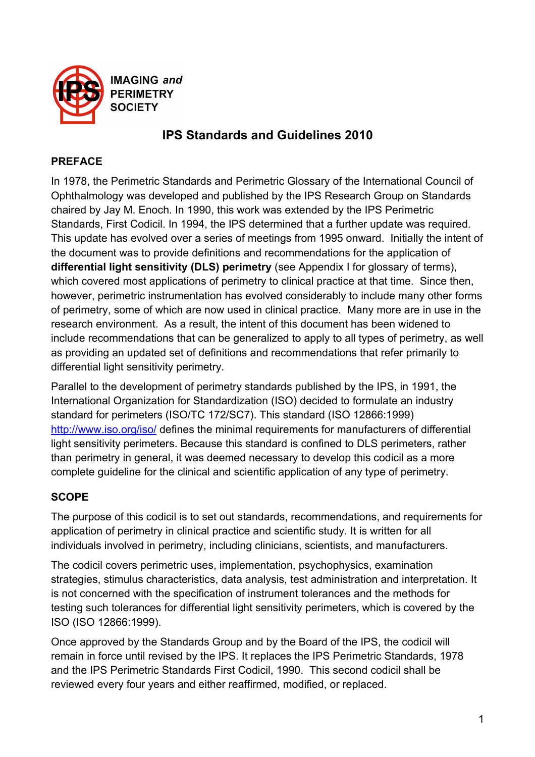**IMAGING *and* PERIMETRY SOCIETY**

# IPS Standards and Guidelines 2010

## PREFACE

In 1978, the Perimetric Standards and Perimetric Glossary of the International Council of Ophthalmology was developed and published by the IPS Research Group on Standards chaired by Jay M. Enoch. In 1990, this work was extended by the IPS Perimetric Standards, First Codicil. In 1994, the IPS determined that a further update was required. This update has evolved over a series of meetings from 1995 onward. Initially the intent of the document was to provide definitions and recommendations for the application of **differential light sensitivity (DLS) perimetry** (see Appendix I for glossary of terms), which covered most applications of perimetry to clinical practice at that time. Since then, however, perimetric instrumentation has evolved considerably to include many other forms of perimetry, some of which are now used in clinical practice. Many more are in use in the research environment. As a result, the intent of this document has been widened to include recommendations that can be generalized to apply to all types of perimetry, as well as providing an updated set of definitions and recommendations that refer primarily to differential light sensitivity perimetry.

Parallel to the development of perimetry standards published by the IPS, in 1991, the International Organization for Standardization (ISO) decided to formulate an industry standard for perimeters (ISO/TC 172/SC7). This standard (ISO 12866:1999) http://www.iso.org/iso/ defines the minimal requirements for manufacturers of differential light sensitivity perimeters. Because this standard is confined to DLS perimeters, rather than perimetry in general, it was deemed necessary to develop this codicil as a more complete guideline for the clinical and scientific application of any type of perimetry.

## SCOPE

The purpose of this codicil is to set out standards, recommendations, and requirements for application of perimetry in clinical practice and scientific study. It is written for all individuals involved in perimetry, including clinicians, scientists, and manufacturers.

The codicil covers perimetric uses, implementation, psychophysics, examination strategies, stimulus characteristics, data analysis, test administration and interpretation. It is not concerned with the specification of instrument tolerances and the methods for testing such tolerances for differential light sensitivity perimeters, which is covered by the ISO (ISO 12866:1999).

Once approved by the Standards Group and by the Board of the IPS, the codicil will remain in force until revised by the IPS. It replaces the IPS Perimetric Standards, 1978 and the IPS Perimetric Standards First Codicil, 1990. This second codicil shall be reviewed every four years and either reaffirmed, modified, or replaced.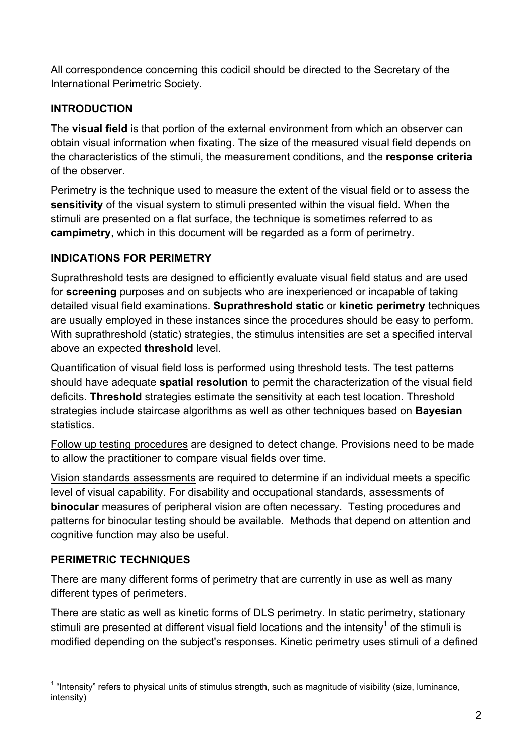All correspondence concerning this codicil should be directed to the Secretary of the International Perimetric Society.

## INTRODUCTION

The **visual field** is that portion of the external environment from which an observer can obtain visual information when fixating. The size of the measured visual field depends on the characteristics of the stimuli, the measurement conditions, and the **response criteria** of the observer.

Perimetry is the technique used to measure the extent of the visual field or to assess the **sensitivity** of the visual system to stimuli presented within the visual field. When the stimuli are presented on a flat surface, the technique is sometimes referred to as **campimetry**, which in this document will be regarded as a form of perimetry.

## INDICATIONS FOR PERIMETRY

<u>Suprathreshold tests</u> are designed to efficiently evaluate visual field status and are used for **screening** purposes and on subjects who are inexperienced or incapable of taking detailed visual field examinations. **Suprathreshold static** or **kinetic perimetry** techniques are usually employed in these instances since the procedures should be easy to perform. With suprathreshold (static) strategies, the stimulus intensities are set a specified interval above an expected **threshold** level.

<u>Quantification of visual field loss</u> is performed using threshold tests. The test patterns should have adequate **spatial resolution** to permit the characterization of the visual field deficits. **Threshold** strategies estimate the sensitivity at each test location. Threshold strategies include staircase algorithms as well as other techniques based on **Bayesian** statistics.

<u>Follow up testing procedures</u> are designed to detect change. Provisions need to be made to allow the practitioner to compare visual fields over time.

<u>Vision standards assessments</u> are required to determine if an individual meets a specific level of visual capability. For disability and occupational standards, assessments of **binocular** measures of peripheral vision are often necessary. Testing procedures and patterns for binocular testing should be available. Methods that depend on attention and cognitive function may also be useful.

## PERIMETRIC TECHNIQUES

There are many different forms of perimetry that are currently in use as well as many different types of perimeters.

There are static as well as kinetic forms of DLS perimetry. In static perimetry, stationary stimuli are presented at different visual field locations and the intensity[1] of the stimuli is modified depending on the subject's responses. Kinetic perimetry uses stimuli of a defined

[1] "Intensity" refers to physical units of stimulus strength, such as magnitude of visibility (size, luminance, intensity)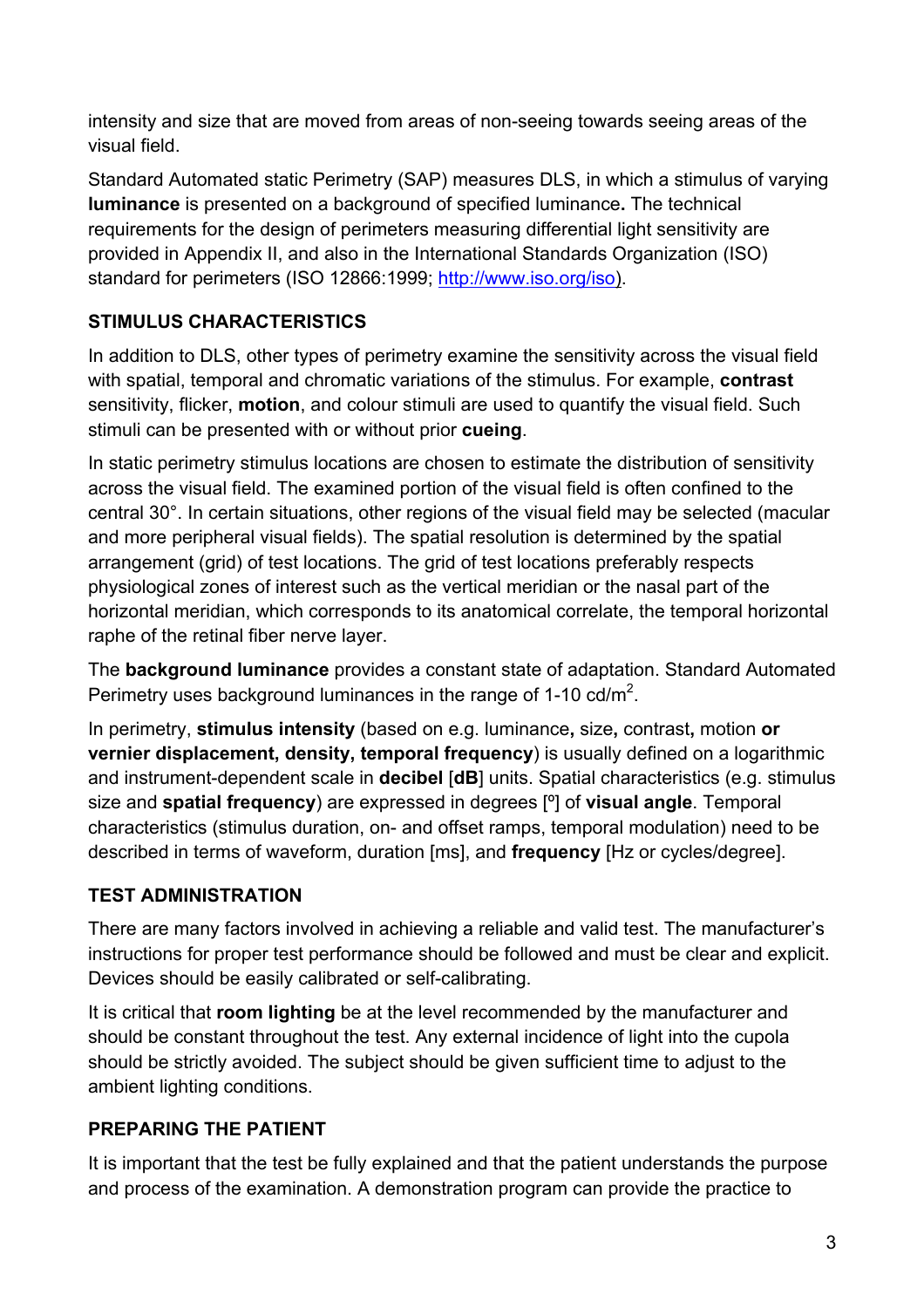intensity and size that are moved from areas of non-seeing towards seeing areas of the visual field.

Standard Automated static Perimetry (SAP) measures DLS, in which a stimulus of varying **luminance** is presented on a background of specified luminance**.** The technical requirements for the design of perimeters measuring differential light sensitivity are provided in Appendix II, and also in the International Standards Organization (ISO) standard for perimeters (ISO 12866:1999; http://www.iso.org/iso).

## STIMULUS CHARACTERISTICS

In addition to DLS, other types of perimetry examine the sensitivity across the visual field with spatial, temporal and chromatic variations of the stimulus. For example, **contrast** sensitivity, flicker, **motion**, and colour stimuli are used to quantify the visual field. Such stimuli can be presented with or without prior **cueing**.

In static perimetry stimulus locations are chosen to estimate the distribution of sensitivity across the visual field. The examined portion of the visual field is often confined to the central 30°. In certain situations, other regions of the visual field may be selected (macular and more peripheral visual fields). The spatial resolution is determined by the spatial arrangement (grid) of test locations. The grid of test locations preferably respects physiological zones of interest such as the vertical meridian or the nasal part of the horizontal meridian, which corresponds to its anatomical correlate, the temporal horizontal raphe of the retinal fiber nerve layer.

The **background luminance** provides a constant state of adaptation. Standard Automated Perimetry uses background luminances in the range of 1-10 cd/m$^2$.

In perimetry, **stimulus intensity** (based on e.g. luminance**,** size**,** contrast**,** motion **or vernier displacement, density, temporal frequency**) is usually defined on a logarithmic and instrument-dependent scale in **decibel** [**dB**] units. Spatial characteristics (e.g. stimulus size and **spatial frequency**) are expressed in degrees [º] of **visual angle**. Temporal characteristics (stimulus duration, on- and offset ramps, temporal modulation) need to be described in terms of waveform, duration [ms], and **frequency** [Hz or cycles/degree].

## TEST ADMINISTRATION

There are many factors involved in achieving a reliable and valid test. The manufacturer's instructions for proper test performance should be followed and must be clear and explicit. Devices should be easily calibrated or self-calibrating.

It is critical that **room lighting** be at the level recommended by the manufacturer and should be constant throughout the test. Any external incidence of light into the cupola should be strictly avoided. The subject should be given sufficient time to adjust to the ambient lighting conditions.

## PREPARING THE PATIENT

It is important that the test be fully explained and that the patient understands the purpose and process of the examination. A demonstration program can provide the practice to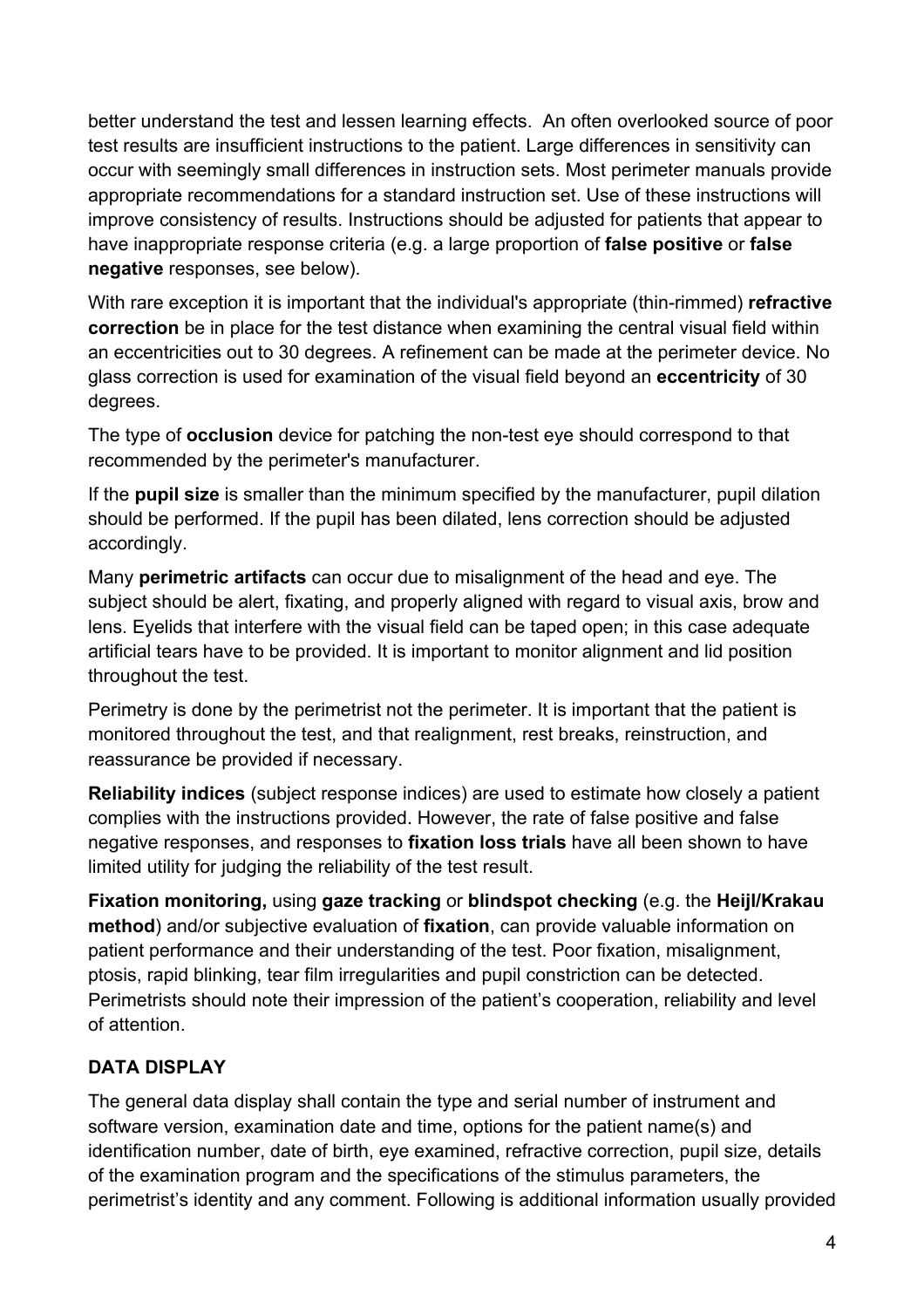better understand the test and lessen learning effects. An often overlooked source of poor test results are insufficient instructions to the patient. Large differences in sensitivity can occur with seemingly small differences in instruction sets. Most perimeter manuals provide appropriate recommendations for a standard instruction set. Use of these instructions will improve consistency of results. Instructions should be adjusted for patients that appear to have inappropriate response criteria (e.g. a large proportion of **false positive** or **false negative** responses, see below).

With rare exception it is important that the individual's appropriate (thin-rimmed) **refractive correction** be in place for the test distance when examining the central visual field within an eccentricities out to 30 degrees. A refinement can be made at the perimeter device. No glass correction is used for examination of the visual field beyond an **eccentricity** of 30 degrees.

The type of **occlusion** device for patching the non-test eye should correspond to that recommended by the perimeter's manufacturer.

If the **pupil size** is smaller than the minimum specified by the manufacturer, pupil dilation should be performed. If the pupil has been dilated, lens correction should be adjusted accordingly.

Many **perimetric artifacts** can occur due to misalignment of the head and eye. The subject should be alert, fixating, and properly aligned with regard to visual axis, brow and lens. Eyelids that interfere with the visual field can be taped open; in this case adequate artificial tears have to be provided. It is important to monitor alignment and lid position throughout the test.

Perimetry is done by the perimetrist not the perimeter. It is important that the patient is monitored throughout the test, and that realignment, rest breaks, reinstruction, and reassurance be provided if necessary.

**Reliability indices** (subject response indices) are used to estimate how closely a patient complies with the instructions provided. However, the rate of false positive and false negative responses, and responses to **fixation loss trials** have all been shown to have limited utility for judging the reliability of the test result.

**Fixation monitoring,** using **gaze tracking** or **blindspot checking** (e.g. the **Heijl/Krakau method**) and/or subjective evaluation of **fixation**, can provide valuable information on patient performance and their understanding of the test. Poor fixation, misalignment, ptosis, rapid blinking, tear film irregularities and pupil constriction can be detected. Perimetrists should note their impression of the patient's cooperation, reliability and level of attention.

## DATA DISPLAY

The general data display shall contain the type and serial number of instrument and software version, examination date and time, options for the patient name(s) and identification number, date of birth, eye examined, refractive correction, pupil size, details of the examination program and the specifications of the stimulus parameters, the perimetrist's identity and any comment. Following is additional information usually provided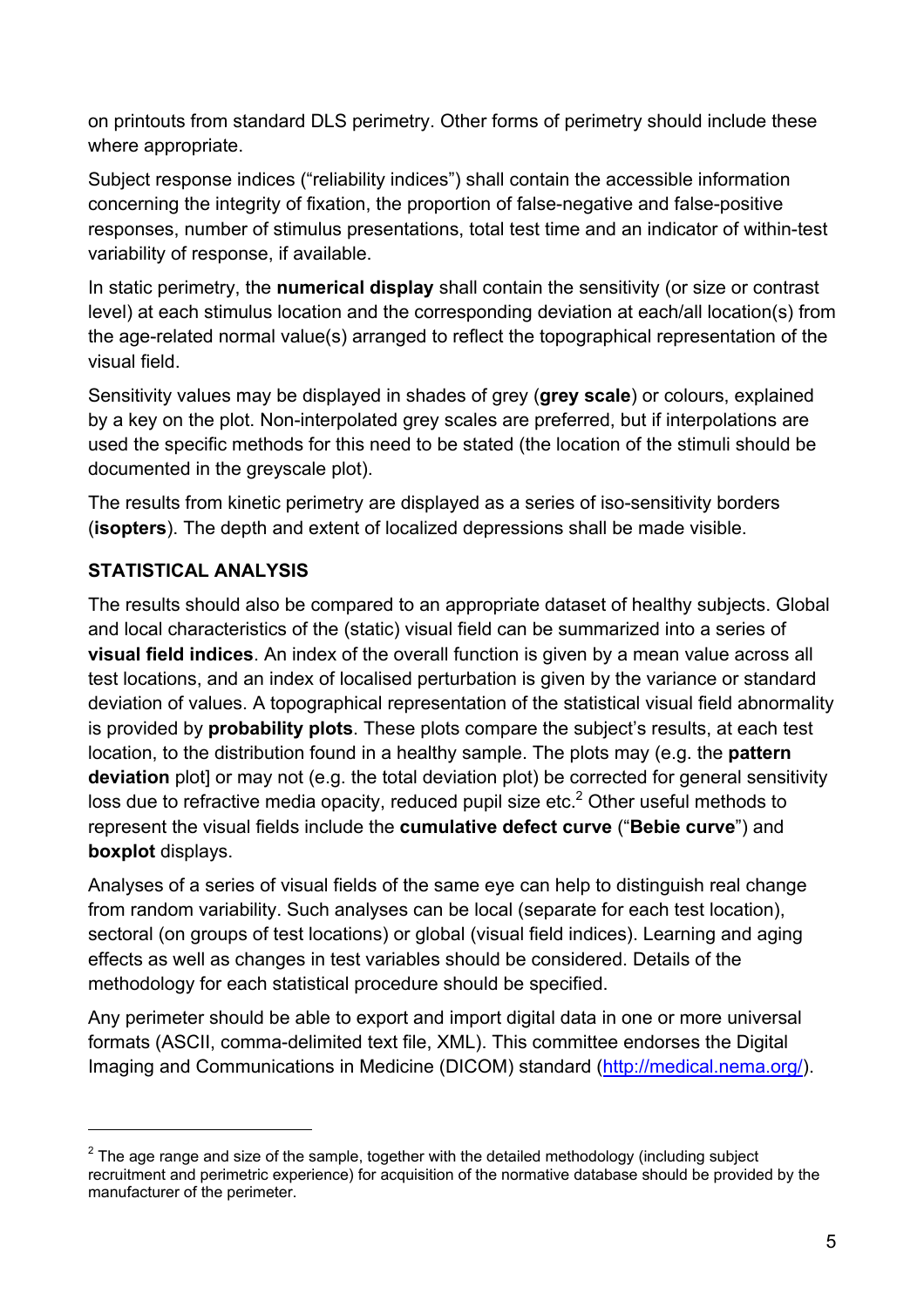on printouts from standard DLS perimetry. Other forms of perimetry should include these where appropriate.

Subject response indices ("reliability indices") shall contain the accessible information concerning the integrity of fixation, the proportion of false-negative and false-positive responses, number of stimulus presentations, total test time and an indicator of within-test variability of response, if available.

In static perimetry, the **numerical display** shall contain the sensitivity (or size or contrast level) at each stimulus location and the corresponding deviation at each/all location(s) from the age-related normal value(s) arranged to reflect the topographical representation of the visual field.

Sensitivity values may be displayed in shades of grey (**grey scale**) or colours, explained by a key on the plot. Non-interpolated grey scales are preferred, but if interpolations are used the specific methods for this need to be stated (the location of the stimuli should be documented in the greyscale plot).

The results from kinetic perimetry are displayed as a series of iso-sensitivity borders (**isopters**). The depth and extent of localized depressions shall be made visible.

**STATISTICAL ANALYSIS**

The results should also be compared to an appropriate dataset of healthy subjects. Global and local characteristics of the (static) visual field can be summarized into a series of **visual field indices**. An index of the overall function is given by a mean value across all test locations, and an index of localised perturbation is given by the variance or standard deviation of values. A topographical representation of the statistical visual field abnormality is provided by **probability plots**. These plots compare the subject's results, at each test location, to the distribution found in a healthy sample. The plots may (e.g. the **pattern deviation** plot] or may not (e.g. the total deviation plot) be corrected for general sensitivity loss due to refractive media opacity, reduced pupil size etc.[2] Other useful methods to represent the visual fields include the **cumulative defect curve** ("**Bebie curve**") and **boxplot** displays.

Analyses of a series of visual fields of the same eye can help to distinguish real change from random variability. Such analyses can be local (separate for each test location), sectoral (on groups of test locations) or global (visual field indices). Learning and aging effects as well as changes in test variables should be considered. Details of the methodology for each statistical procedure should be specified.

Any perimeter should be able to export and import digital data in one or more universal formats (ASCII, comma-delimited text file, XML). This committee endorses the Digital Imaging and Communications in Medicine (DICOM) standard (http://medical.nema.org/).

---

[2] The age range and size of the sample, together with the detailed methodology (including subject recruitment and perimetric experience) for acquisition of the normative database should be provided by the manufacturer of the perimeter.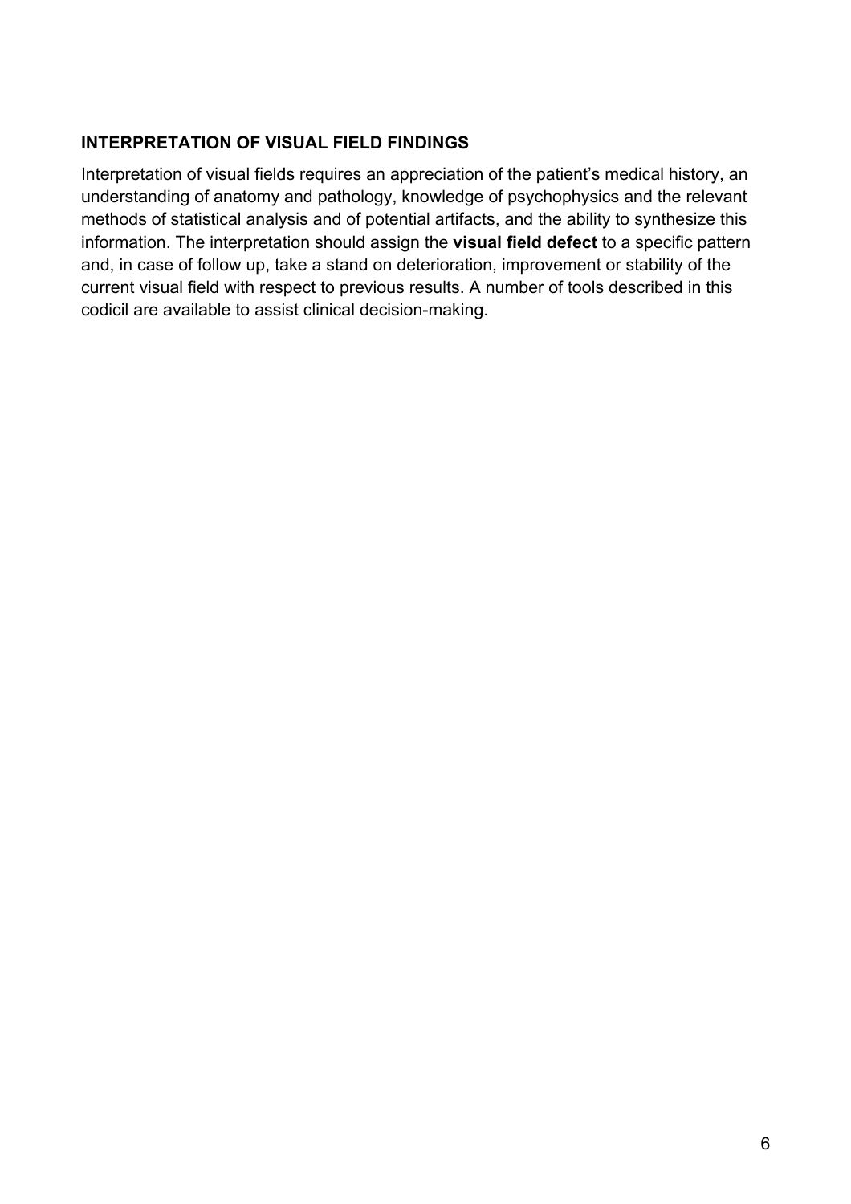## INTERPRETATION OF VISUAL FIELD FINDINGS

Interpretation of visual fields requires an appreciation of the patient's medical history, an understanding of anatomy and pathology, knowledge of psychophysics and the relevant methods of statistical analysis and of potential artifacts, and the ability to synthesize this information. The interpretation should assign the **visual field defect** to a specific pattern and, in case of follow up, take a stand on deterioration, improvement or stability of the current visual field with respect to previous results. A number of tools described in this codicil are available to assist clinical decision-making.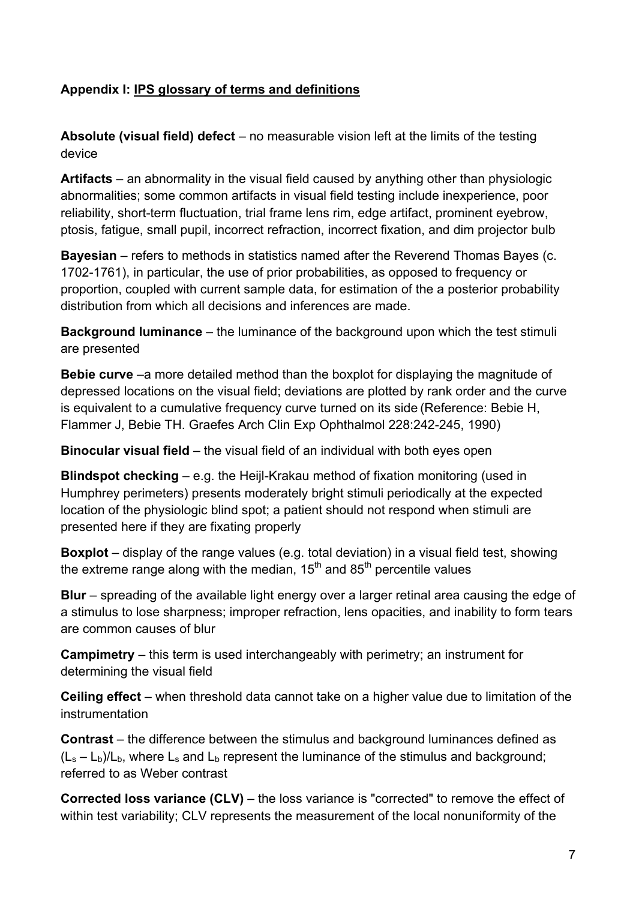### Appendix I: <u>IPS glossary of terms and definitions</u>

**Absolute (visual field) defect** – no measurable vision left at the limits of the testing device

**Artifacts** – an abnormality in the visual field caused by anything other than physiologic abnormalities; some common artifacts in visual field testing include inexperience, poor reliability, short-term fluctuation, trial frame lens rim, edge artifact, prominent eyebrow, ptosis, fatigue, small pupil, incorrect refraction, incorrect fixation, and dim projector bulb

**Bayesian** – refers to methods in statistics named after the Reverend Thomas Bayes (c. 1702-1761), in particular, the use of prior probabilities, as opposed to frequency or proportion, coupled with current sample data, for estimation of the a posterior probability distribution from which all decisions and inferences are made.

**Background luminance** – the luminance of the background upon which the test stimuli are presented

**Bebie curve** –a more detailed method than the boxplot for displaying the magnitude of depressed locations on the visual field; deviations are plotted by rank order and the curve is equivalent to a cumulative frequency curve turned on its side (Reference: Bebie H, Flammer J, Bebie TH. Graefes Arch Clin Exp Ophthalmol 228:242-245, 1990)

**Binocular visual field** – the visual field of an individual with both eyes open

**Blindspot checking** – e.g. the Heijl-Krakau method of fixation monitoring (used in Humphrey perimeters) presents moderately bright stimuli periodically at the expected location of the physiologic blind spot; a patient should not respond when stimuli are presented here if they are fixating properly

**Boxplot** – display of the range values (e.g. total deviation) in a visual field test, showing the extreme range along with the median, 15th and 85th percentile values

**Blur** – spreading of the available light energy over a larger retinal area causing the edge of a stimulus to lose sharpness; improper refraction, lens opacities, and inability to form tears are common causes of blur

**Campimetry** – this term is used interchangeably with perimetry; an instrument for determining the visual field

**Ceiling effect** – when threshold data cannot take on a higher value due to limitation of the instrumentation

**Contrast** – the difference between the stimulus and background luminances defined as $(L_s – L_b)/L_b$, where $L_s$ and $L_b$ represent the luminance of the stimulus and background; referred to as Weber contrast

**Corrected loss variance (CLV)** – the loss variance is "corrected" to remove the effect of within test variability; CLV represents the measurement of the local nonuniformity of the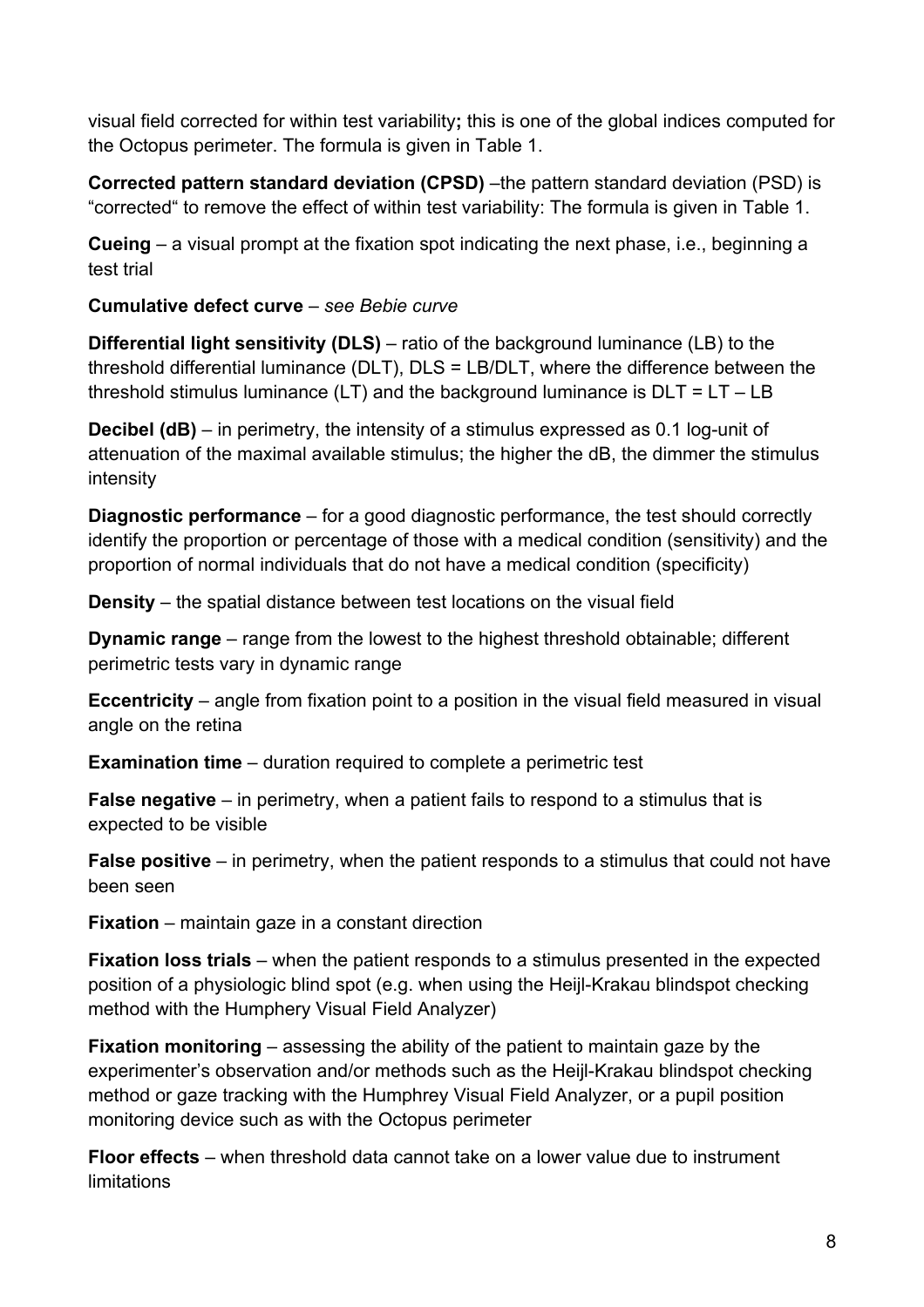visual field corrected for within test variability**;** this is one of the global indices computed for the Octopus perimeter. The formula is given in Table 1.

**Corrected pattern standard deviation (CPSD)** –the pattern standard deviation (PSD) is “corrected“ to remove the effect of within test variability: The formula is given in Table 1.

**Cueing** – a visual prompt at the fixation spot indicating the next phase, i.e., beginning a test trial

**Cumulative defect curve** – *see Bebie curve*

**Differential light sensitivity (DLS)** – ratio of the background luminance (LB) to the threshold differential luminance (DLT), DLS = LB/DLT, where the difference between the threshold stimulus luminance (LT) and the background luminance is DLT = LT – LB

**Decibel (dB)** – in perimetry, the intensity of a stimulus expressed as 0.1 log-unit of attenuation of the maximal available stimulus; the higher the dB, the dimmer the stimulus intensity

**Diagnostic performance** – for a good diagnostic performance, the test should correctly identify the proportion or percentage of those with a medical condition (sensitivity) and the proportion of normal individuals that do not have a medical condition (specificity)

**Density** – the spatial distance between test locations on the visual field

**Dynamic range** – range from the lowest to the highest threshold obtainable; different perimetric tests vary in dynamic range

**Eccentricity** – angle from fixation point to a position in the visual field measured in visual angle on the retina

**Examination time** – duration required to complete a perimetric test

**False negative** – in perimetry, when a patient fails to respond to a stimulus that is expected to be visible

**False positive** – in perimetry, when the patient responds to a stimulus that could not have been seen

**Fixation** – maintain gaze in a constant direction

**Fixation loss trials** – when the patient responds to a stimulus presented in the expected position of a physiologic blind spot (e.g. when using the Heijl-Krakau blindspot checking method with the Humphery Visual Field Analyzer)

**Fixation monitoring** – assessing the ability of the patient to maintain gaze by the experimenter’s observation and/or methods such as the Heijl-Krakau blindspot checking method or gaze tracking with the Humphrey Visual Field Analyzer, or a pupil position monitoring device such as with the Octopus perimeter

**Floor effects** – when threshold data cannot take on a lower value due to instrument limitations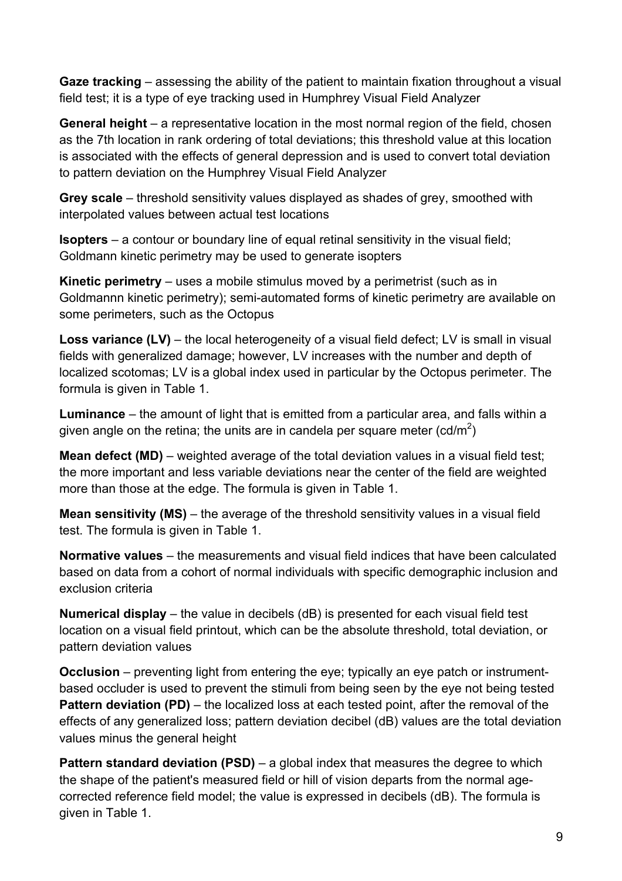**Gaze tracking** – assessing the ability of the patient to maintain fixation throughout a visual field test; it is a type of eye tracking used in Humphrey Visual Field Analyzer

**General height** – a representative location in the most normal region of the field, chosen as the 7th location in rank ordering of total deviations; this threshold value at this location is associated with the effects of general depression and is used to convert total deviation to pattern deviation on the Humphrey Visual Field Analyzer

**Grey scale** – threshold sensitivity values displayed as shades of grey, smoothed with interpolated values between actual test locations

**Isopters** – a contour or boundary line of equal retinal sensitivity in the visual field; Goldmann kinetic perimetry may be used to generate isopters

**Kinetic perimetry** – uses a mobile stimulus moved by a perimetrist (such as in Goldmannn kinetic perimetry); semi-automated forms of kinetic perimetry are available on some perimeters, such as the Octopus

**Loss variance (LV)** – the local heterogeneity of a visual field defect; LV is small in visual fields with generalized damage; however, LV increases with the number and depth of localized scotomas; LV is a global index used in particular by the Octopus perimeter. The formula is given in Table 1.

**Luminance** – the amount of light that is emitted from a particular area, and falls within a given angle on the retina; the units are in candela per square meter ($cd/m^2$)

**Mean defect (MD)** – weighted average of the total deviation values in a visual field test; the more important and less variable deviations near the center of the field are weighted more than those at the edge. The formula is given in Table 1.

**Mean sensitivity (MS)** – the average of the threshold sensitivity values in a visual field test. The formula is given in Table 1.

**Normative values** – the measurements and visual field indices that have been calculated based on data from a cohort of normal individuals with specific demographic inclusion and exclusion criteria

**Numerical display** – the value in decibels (dB) is presented for each visual field test location on a visual field printout, which can be the absolute threshold, total deviation, or pattern deviation values

**Occlusion** – preventing light from entering the eye; typically an eye patch or instrument-based occluder is used to prevent the stimuli from being seen by the eye not being tested

**Pattern deviation (PD)** – the localized loss at each tested point, after the removal of the effects of any generalized loss; pattern deviation decibel (dB) values are the total deviation values minus the general height

**Pattern standard deviation (PSD)** – a global index that measures the degree to which the shape of the patient's measured field or hill of vision departs from the normal age-corrected reference field model; the value is expressed in decibels (dB). The formula is given in Table 1.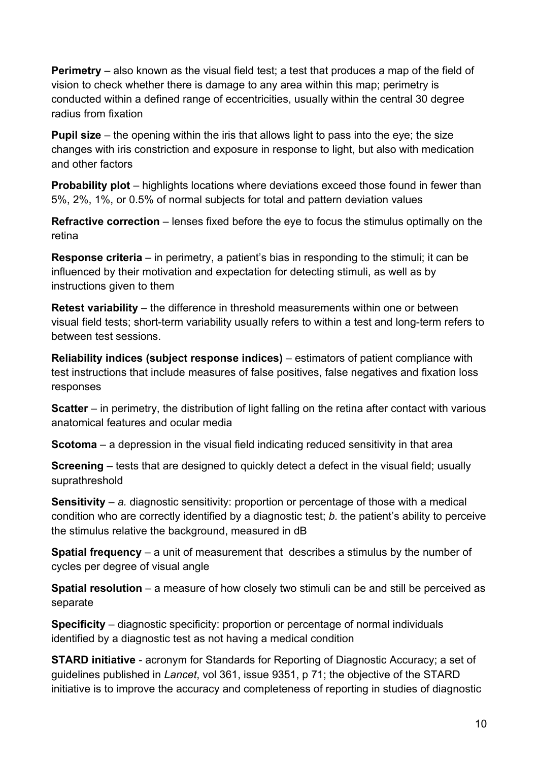**Perimetry** – also known as the visual field test; a test that produces a map of the field of vision to check whether there is damage to any area within this map; perimetry is conducted within a defined range of eccentricities, usually within the central 30 degree radius from fixation

**Pupil size** – the opening within the iris that allows light to pass into the eye; the size changes with iris constriction and exposure in response to light, but also with medication and other factors

**Probability plot** – highlights locations where deviations exceed those found in fewer than 5%, 2%, 1%, or 0.5% of normal subjects for total and pattern deviation values

**Refractive correction** – lenses fixed before the eye to focus the stimulus optimally on the retina

**Response criteria** – in perimetry, a patient's bias in responding to the stimuli; it can be influenced by their motivation and expectation for detecting stimuli, as well as by instructions given to them

**Retest variability** – the difference in threshold measurements within one or between visual field tests; short-term variability usually refers to within a test and long-term refers to between test sessions.

**Reliability indices (subject response indices)** – estimators of patient compliance with test instructions that include measures of false positives, false negatives and fixation loss responses

**Scatter** – in perimetry, the distribution of light falling on the retina after contact with various anatomical features and ocular media

**Scotoma** – a depression in the visual field indicating reduced sensitivity in that area

**Screening** – tests that are designed to quickly detect a defect in the visual field; usually suprathreshold

**Sensitivity** – *a.* diagnostic sensitivity: proportion or percentage of those with a medical condition who are correctly identified by a diagnostic test; *b.* the patient's ability to perceive the stimulus relative the background, measured in dB

**Spatial frequency** – a unit of measurement that describes a stimulus by the number of cycles per degree of visual angle

**Spatial resolution** – a measure of how closely two stimuli can be and still be perceived as separate

**Specificity** – diagnostic specificity: proportion or percentage of normal individuals identified by a diagnostic test as not having a medical condition

**STARD initiative** - acronym for Standards for Reporting of Diagnostic Accuracy; a set of guidelines published in *Lancet*, vol 361, issue 9351, p 71; the objective of the STARD initiative is to improve the accuracy and completeness of reporting in studies of diagnostic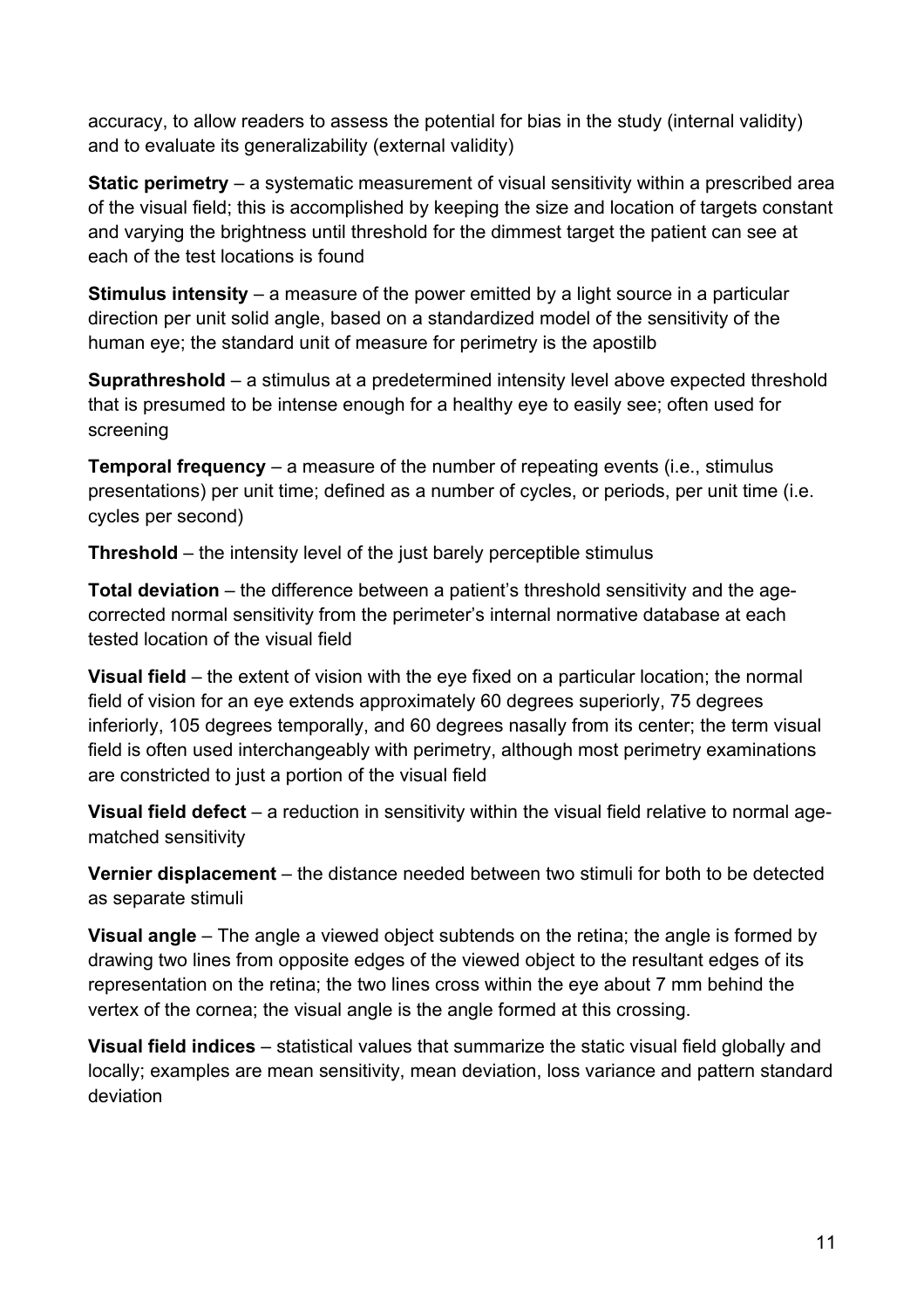accuracy, to allow readers to assess the potential for bias in the study (internal validity) and to evaluate its generalizability (external validity)

**Static perimetry** – a systematic measurement of visual sensitivity within a prescribed area of the visual field; this is accomplished by keeping the size and location of targets constant and varying the brightness until threshold for the dimmest target the patient can see at each of the test locations is found

**Stimulus intensity** – a measure of the power emitted by a light source in a particular direction per unit solid angle, based on a standardized model of the sensitivity of the human eye; the standard unit of measure for perimetry is the apostilb

**Suprathreshold** – a stimulus at a predetermined intensity level above expected threshold that is presumed to be intense enough for a healthy eye to easily see; often used for screening

**Temporal frequency** – a measure of the number of repeating events (i.e., stimulus presentations) per unit time; defined as a number of cycles, or periods, per unit time (i.e. cycles per second)

**Threshold** – the intensity level of the just barely perceptible stimulus

**Total deviation** – the difference between a patient's threshold sensitivity and the age-corrected normal sensitivity from the perimeter's internal normative database at each tested location of the visual field

**Visual field** – the extent of vision with the eye fixed on a particular location; the normal field of vision for an eye extends approximately 60 degrees superiorly, 75 degrees inferiorly, 105 degrees temporally, and 60 degrees nasally from its center; the term visual field is often used interchangeably with perimetry, although most perimetry examinations are constricted to just a portion of the visual field

**Visual field defect** – a reduction in sensitivity within the visual field relative to normal age-matched sensitivity

**Vernier displacement** – the distance needed between two stimuli for both to be detected as separate stimuli

**Visual angle** – The angle a viewed object subtends on the retina; the angle is formed by drawing two lines from opposite edges of the viewed object to the resultant edges of its representation on the retina; the two lines cross within the eye about 7 mm behind the vertex of the cornea; the visual angle is the angle formed at this crossing.

**Visual field indices** – statistical values that summarize the static visual field globally and locally; examples are mean sensitivity, mean deviation, loss variance and pattern standard deviation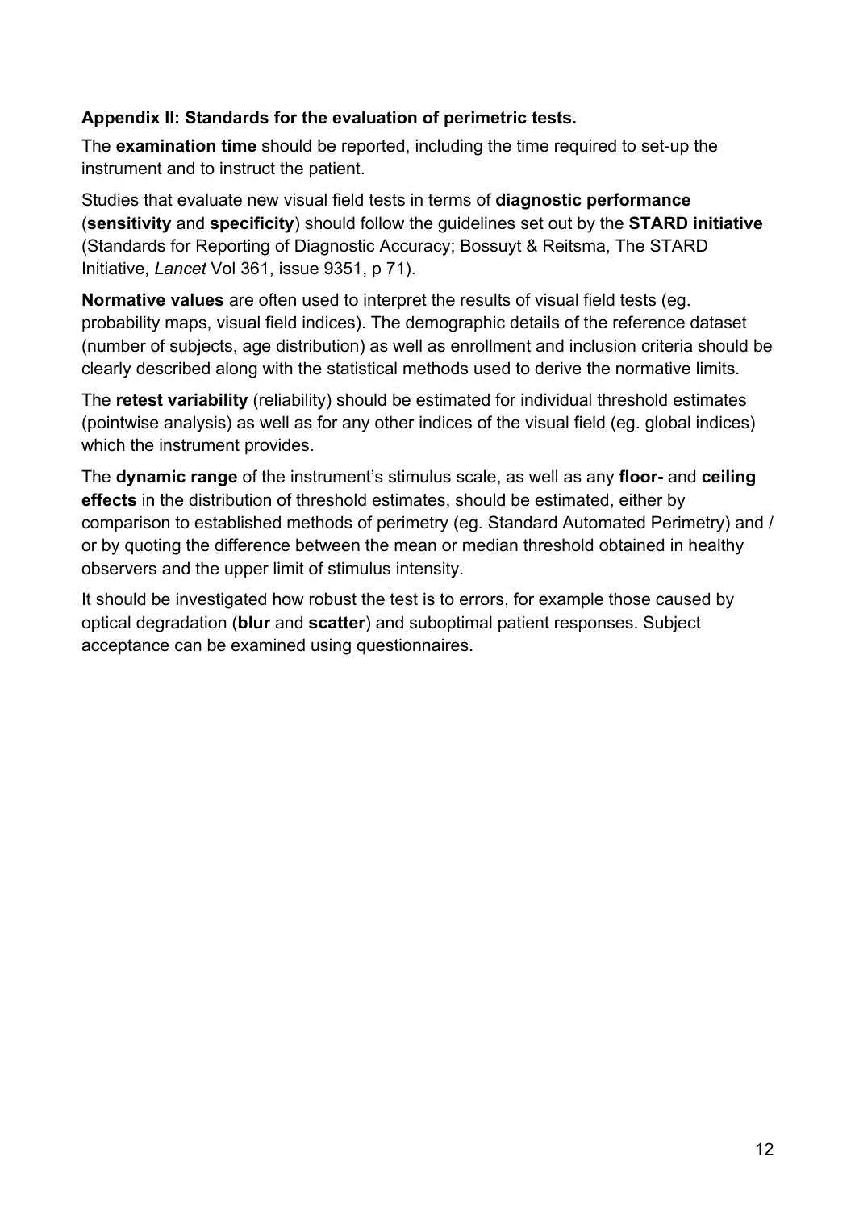**Appendix II: Standards for the evaluation of perimetric tests.**

The **examination time** should be reported, including the time required to set-up the instrument and to instruct the patient.

Studies that evaluate new visual field tests in terms of **diagnostic performance** (**sensitivity** and **specificity**) should follow the guidelines set out by the **STARD initiative** (Standards for Reporting of Diagnostic Accuracy; Bossuyt & Reitsma, The STARD Initiative, *Lancet* Vol 361, issue 9351, p 71).

**Normative values** are often used to interpret the results of visual field tests (eg. probability maps, visual field indices). The demographic details of the reference dataset (number of subjects, age distribution) as well as enrollment and inclusion criteria should be clearly described along with the statistical methods used to derive the normative limits.

The **retest variability** (reliability) should be estimated for individual threshold estimates (pointwise analysis) as well as for any other indices of the visual field (eg. global indices) which the instrument provides.

The **dynamic range** of the instrument's stimulus scale, as well as any **floor-** and **ceiling effects** in the distribution of threshold estimates, should be estimated, either by comparison to established methods of perimetry (eg. Standard Automated Perimetry) and / or by quoting the difference between the mean or median threshold obtained in healthy observers and the upper limit of stimulus intensity.

It should be investigated how robust the test is to errors, for example those caused by optical degradation (**blur** and **scatter**) and suboptimal patient responses. Subject acceptance can be examined using questionnaires.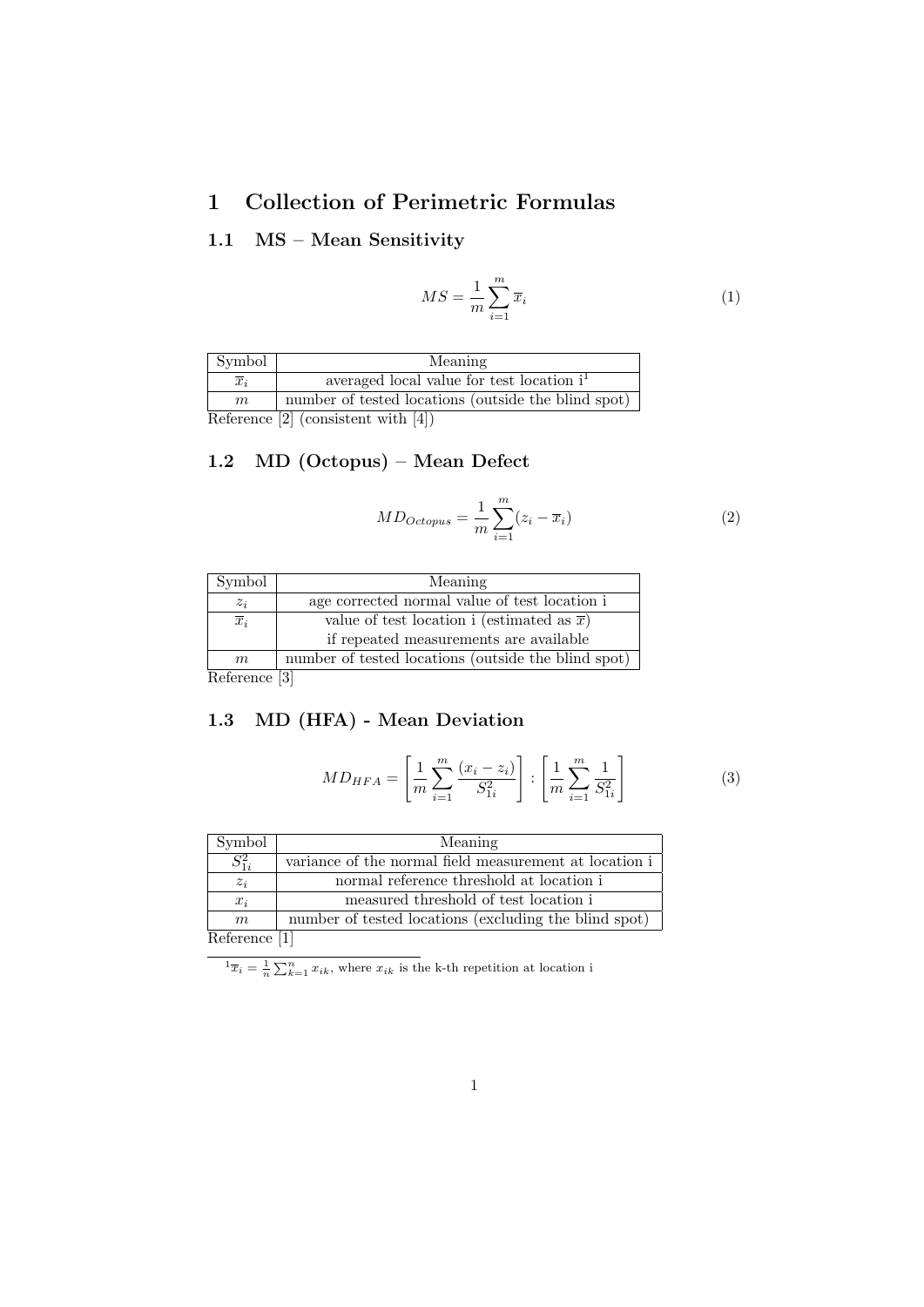// ... existing code ...
# 1 Collection of Perimetric Formulas

## 1.1 MS – Mean Sensitivity

$$MS = \frac{1}{m} \sum_{i=1}^{m} \overline{x}_i \tag{1}$$

| Symbol | Meaning |
|---|---|
| $\overline{x}_i$ | averaged local value for test location i[1] |
| $m$ | number of tested locations (outside the blind spot) |

Reference [2] (consistent with [4])

## 1.2 MD (Octopus) – Mean Defect

$$MD_{Octopus} = \frac{1}{m} \sum_{i=1}^{m} (z_i - \overline{x}_i) \tag{2}$$

| Symbol | Meaning |
|---|---|
| $z_i$ | age corrected normal value of test location i |
| $\overline{x}_i$ | value of test location i (estimated as $\overline{x}$) if repeated measurements are available |
| $m$ | number of tested locations (outside the blind spot) |

Reference [3]

## 1.3 MD (HFA) - Mean Deviation

$$MD_{HFA} = \left[ \frac{1}{m} \sum_{i=1}^{m} \frac{(x_i - z_i)}{S_{1i}^2} \right] : \left[ \frac{1}{m} \sum_{i=1}^{m} \frac{1}{S_{1i}^2} \right] \tag{3}$$

| Symbol | Meaning |
|---|---|
| $S_{1i}^2$ | variance of the normal field measurement at location i |
| $z_i$ | normal reference threshold at location i |
| $x_i$ | measured threshold of test location i |
| $m$ | number of tested locations (excluding the blind spot) |

Reference [1]

[1] $\overline{x}_i = \frac{1}{n} \sum_{k=1}^{n} x_{ik}$, where $x_{ik}$ is the k-th repetition at location i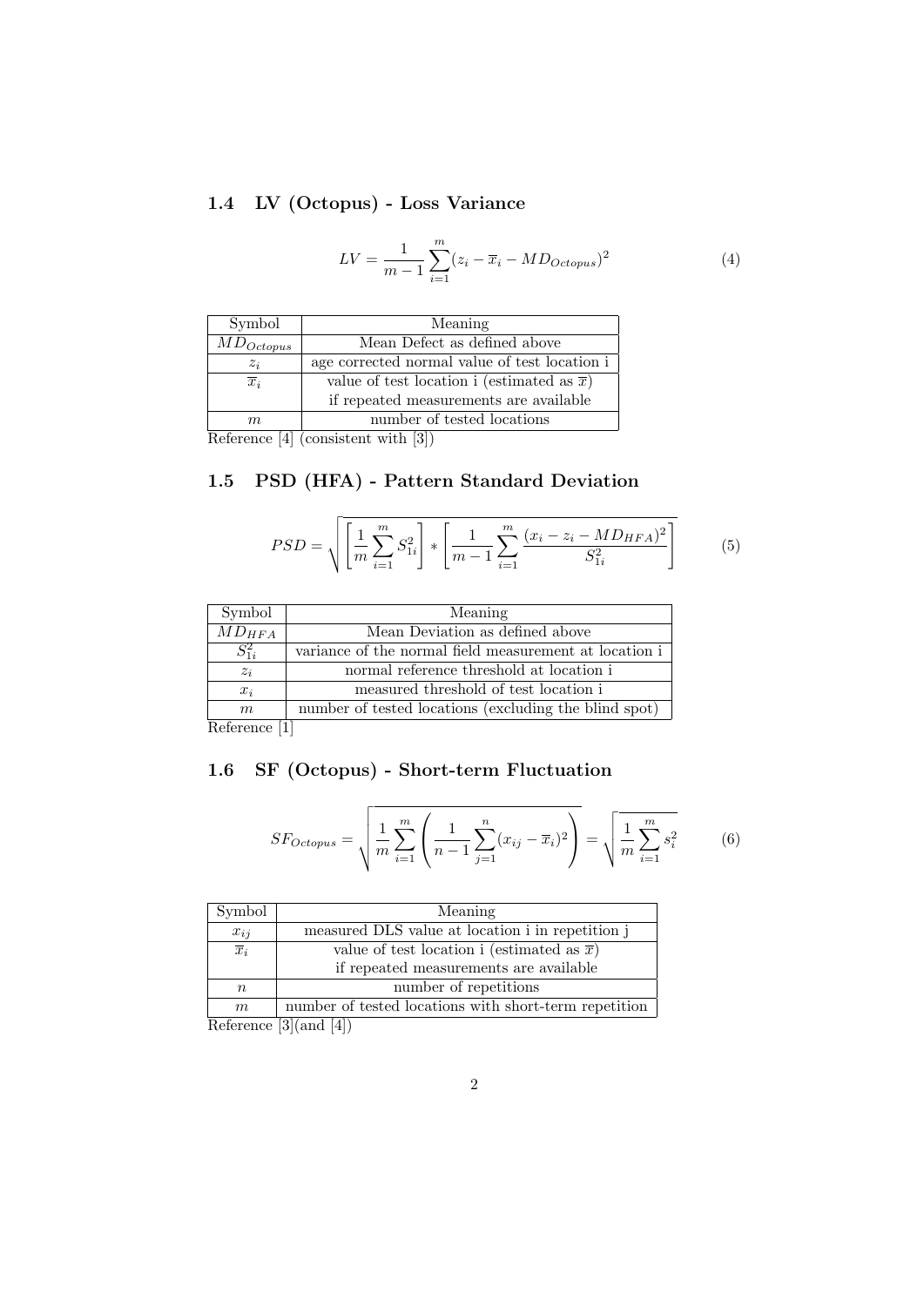### 1.4 LV (Octopus) - Loss Variance

$$LV = \frac{1}{m-1}\sum_{i=1}^{m}(z_i - \overline{x}_i - MD_{Octopus})^2 \tag{4}$$

| Symbol | Meaning |
|---|---|
| $MD_{Octopus}$ | Mean Defect as defined above |
| $z_i$ | age corrected normal value of test location i |
| $\overline{x}_i$ | value of test location i (estimated as $\overline{x}$) if repeated measurements are available |
| $m$ | number of tested locations |

Reference [4] (consistent with [3])

### 1.5 PSD (HFA) - Pattern Standard Deviation

$$PSD = \sqrt{\left[\frac{1}{m}\sum_{i=1}^{m} S_{1i}^2\right] * \left[\frac{1}{m-1}\sum_{i=1}^{m}\frac{(x_i - z_i - MD_{HFA})^2}{S_{1i}^2}\right]} \tag{5}$$

| Symbol | Meaning |
|---|---|
| $MD_{HFA}$ | Mean Deviation as defined above |
| $S_{1i}^2$ | variance of the normal field measurement at location i |
| $z_i$ | normal reference threshold at location i |
| $x_i$ | measured threshold of test location i |
| $m$ | number of tested locations (excluding the blind spot) |

Reference [1]

### 1.6 SF (Octopus) - Short-term Fluctuation

$$SF_{Octopus} = \sqrt{\frac{1}{m}\sum_{i=1}^{m}\left(\frac{1}{n-1}\sum_{j=1}^{n}(x_{ij} - \overline{x}_i)^2\right)} = \sqrt{\frac{1}{m}\sum_{i=1}^{m} s_i^2} \tag{6}$$

| Symbol | Meaning |
|---|---|
| $x_{ij}$ | measured DLS value at location i in repetition j |
| $\overline{x}_i$ | value of test location i (estimated as $\overline{x}$) if repeated measurements are available |
| $n$ | number of repetitions |
| $m$ | number of tested locations with short-term repetition |

Reference [3](and [4])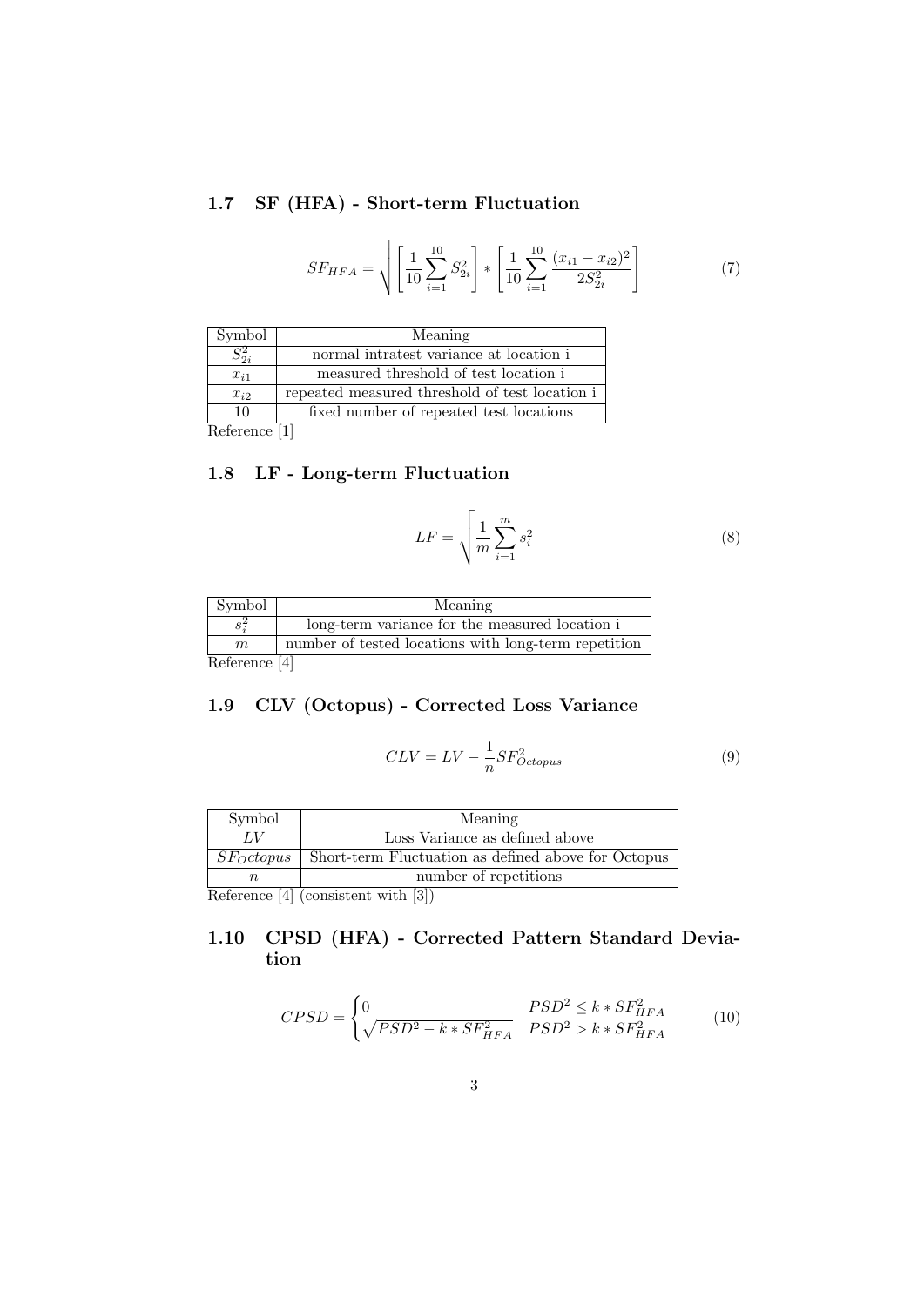### 1.7 SF (HFA) - Short-term Fluctuation

$$SF_{HFA} = \sqrt{\left[\frac{1}{10}\sum_{i=1}^{10} S_{2i}^2\right] * \left[\frac{1}{10}\sum_{i=1}^{10} \frac{(x_{i1} - x_{i2})^2}{2S_{2i}^2}\right]} \tag{7}$$

| Symbol | Meaning |
|---|---|
| $S_{2i}^2$ | normal intratest variance at location i |
| $x_{i1}$ | measured threshold of test location i |
| $x_{i2}$ | repeated measured threshold of test location i |
| 10 | fixed number of repeated test locations |

Reference [1]

### 1.8 LF - Long-term Fluctuation

$$LF = \sqrt{\frac{1}{m}\sum_{i=1}^{m} s_i^2} \tag{8}$$

| Symbol | Meaning |
|---|---|
| $s_i^2$ | long-term variance for the measured location i |
| $m$ | number of tested locations with long-term repetition |

Reference [4]

### 1.9 CLV (Octopus) - Corrected Loss Variance

$$CLV = LV - \frac{1}{n} SF_{Octopus}^2 \tag{9}$$

| Symbol | Meaning |
|---|---|
| $LV$ | Loss Variance as defined above |
| $SF_Octopus$ | Short-term Fluctuation as defined above for Octopus |
| $n$ | number of repetitions |

Reference [4] (consistent with [3])

### 1.10 CPSD (HFA) - Corrected Pattern Standard Deviation

$$CPSD = \begin{cases} 0 & PSD^2 \leq k * SF_{HFA}^2 \\ \sqrt{PSD^2 - k * SF_{HFA}^2} & PSD^2 > k * SF_{HFA}^2 \end{cases} \tag{10}$$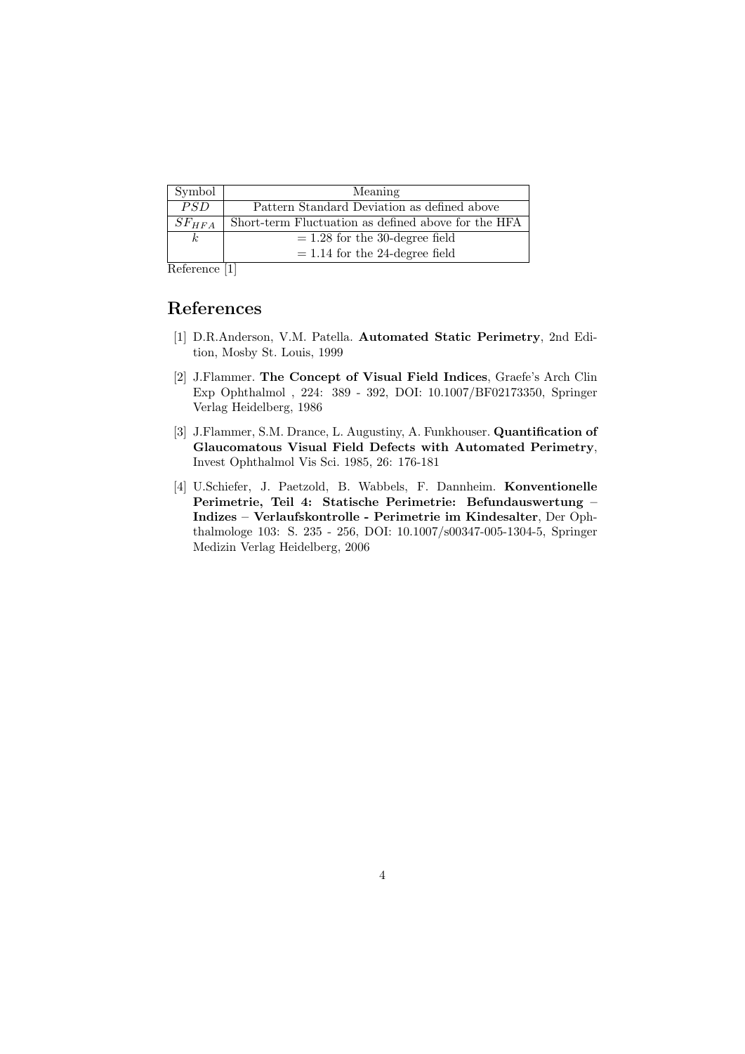| Symbol | Meaning |
|---|---|
| $PSD$ | Pattern Standard Deviation as defined above |
| $SF_{HFA}$ | Short-term Fluctuation as defined above for the HFA |
| $k$ | $= 1.28$ for the 30-degree field |
| | $= 1.14$ for the 24-degree field |

Reference [1]

## References

[1] D.R.Anderson, V.M. Patella. **Automated Static Perimetry**, 2nd Edition, Mosby St. Louis, 1999

[2] J.Flammer. **The Concept of Visual Field Indices**, Graefe's Arch Clin Exp Ophthalmol , 224: 389 - 392, DOI: 10.1007/BF02173350, Springer Verlag Heidelberg, 1986

[3] J.Flammer, S.M. Drance, L. Augustiny, A. Funkhouser. **Quantification of Glaucomatous Visual Field Defects with Automated Perimetry**, Invest Ophthalmol Vis Sci. 1985, 26: 176-181

[4] U.Schiefer, J. Paetzold, B. Wabbels, F. Dannheim. **Konventionelle Perimetrie, Teil 4: Statische Perimetrie: Befundauswertung – Indizes – Verlaufskontrolle - Perimetrie im Kindesalter**, Der Ophthalmologe 103: S. 235 - 256, DOI: 10.1007/s00347-005-1304-5, Springer Medizin Verlag Heidelberg, 2006